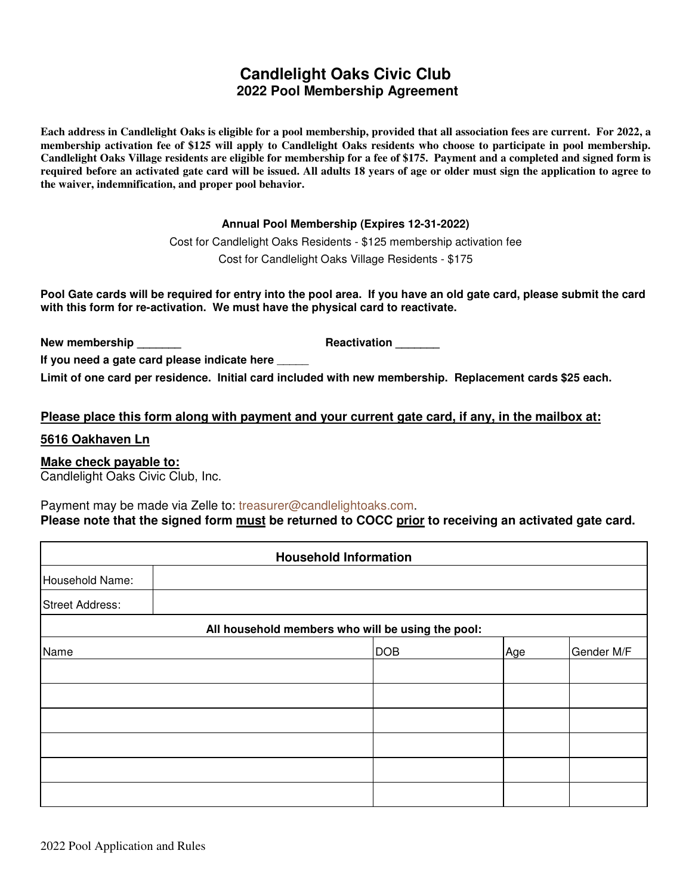# Candlelight Oaks Civic Club
## 2022 Pool Membership Agreement

**Each address in Candlelight Oaks is eligible for a pool membership, provided that all association fees are current. For 2022, a membership activation fee of $125 will apply to Candlelight Oaks residents who choose to participate in pool membership. Candlelight Oaks Village residents are eligible for membership for a fee of $175. Payment and a completed and signed form is required before an activated gate card will be issued. All adults 18 years of age or older must sign the application to agree to the waiver, indemnification, and proper pool behavior.**

**Annual Pool Membership (Expires 12-31-2022)**

Cost for Candlelight Oaks Residents - $125 membership activation fee

Cost for Candlelight Oaks Village Residents - $175

**Pool Gate cards will be required for entry into the pool area. If you have an old gate card, please submit the card with this form for re-activation. We must have the physical card to reactivate.**

**New membership _______** **Reactivation _______**

**If you need a gate card please indicate here _____**

**Limit of one card per residence. Initial card included with new membership. Replacement cards $25 each.**

**<u>Please place this form along with payment and your current gate card, if any, in the mailbox at:</u>**

**<u>5616 Oakhaven Ln</u>**

**<u>Make check payable to:</u>**
Candlelight Oaks Civic Club, Inc.

Payment may be made via Zelle to: treasurer@candlelightoaks.com.
**Please note that the signed form <u>must</u> be returned to COCC <u>prior</u> to receiving an activated gate card.**

| Household Information | | | |
|---|---|---|---|
| Household Name: | | | |
| Street Address: | | | |
| **All household members who will be using the pool:** | | | |
| Name | DOB | Age | Gender M/F |
| | | | |
| | | | |
| | | | |
| | | | |
| | | | |
| | | | |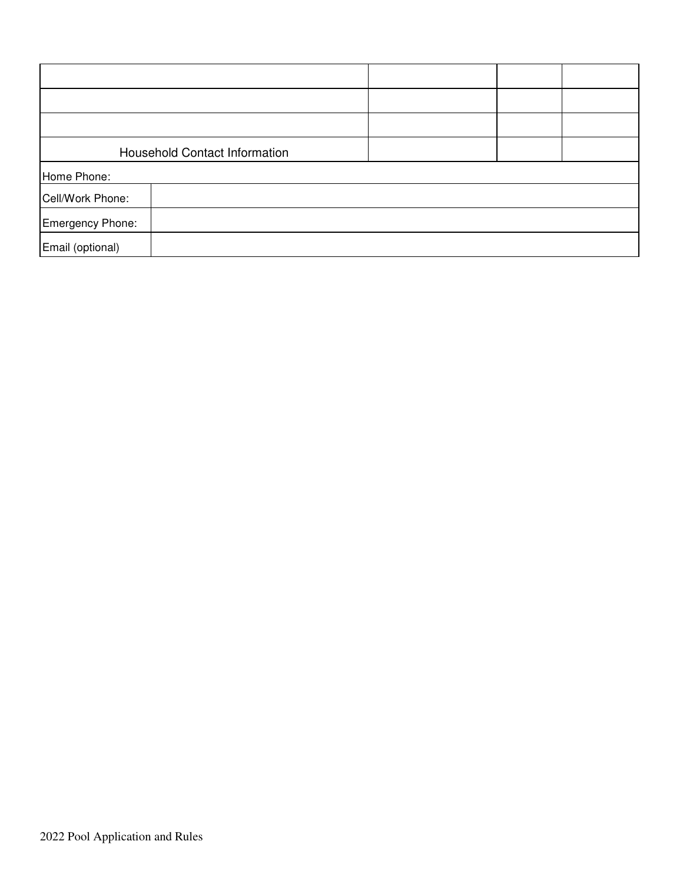| | | | |
|---|---|---|---|
| | | | |
| | | | |
| | | | |
| Household Contact Information | | | |

| | |
|---|---|
| Home Phone: | |
| Cell/Work Phone: | |
| Emergency Phone: | |
| Email (optional) | |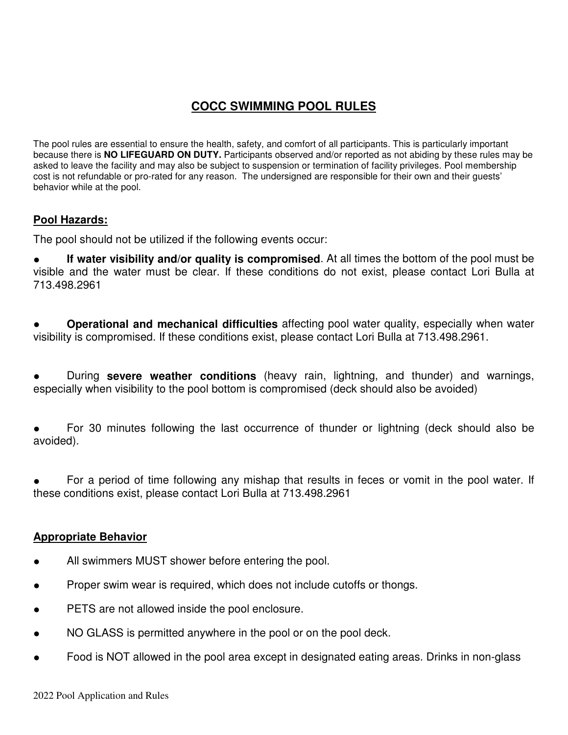# COCC SWIMMING POOL RULES

The pool rules are essential to ensure the health, safety, and comfort of all participants. This is particularly important because there is **NO LIFEGUARD ON DUTY.** Participants observed and/or reported as not abiding by these rules may be asked to leave the facility and may also be subject to suspension or termination of facility privileges. Pool membership cost is not refundable or pro-rated for any reason. The undersigned are responsible for their own and their guests' behavior while at the pool.

## Pool Hazards:

The pool should not be utilized if the following events occur:

- **If water visibility and/or quality is compromised**. At all times the bottom of the pool must be visible and the water must be clear. If these conditions do not exist, please contact Lori Bulla at 713.498.2961
- **Operational and mechanical difficulties** affecting pool water quality, especially when water visibility is compromised. If these conditions exist, please contact Lori Bulla at 713.498.2961.
- During **severe weather conditions** (heavy rain, lightning, and thunder) and warnings, especially when visibility to the pool bottom is compromised (deck should also be avoided)
- For 30 minutes following the last occurrence of thunder or lightning (deck should also be avoided).
- For a period of time following any mishap that results in feces or vomit in the pool water. If these conditions exist, please contact Lori Bulla at 713.498.2961

## Appropriate Behavior

- All swimmers MUST shower before entering the pool.
- Proper swim wear is required, which does not include cutoffs or thongs.
- PETS are not allowed inside the pool enclosure.
- NO GLASS is permitted anywhere in the pool or on the pool deck.
- Food is NOT allowed in the pool area except in designated eating areas. Drinks in non-glass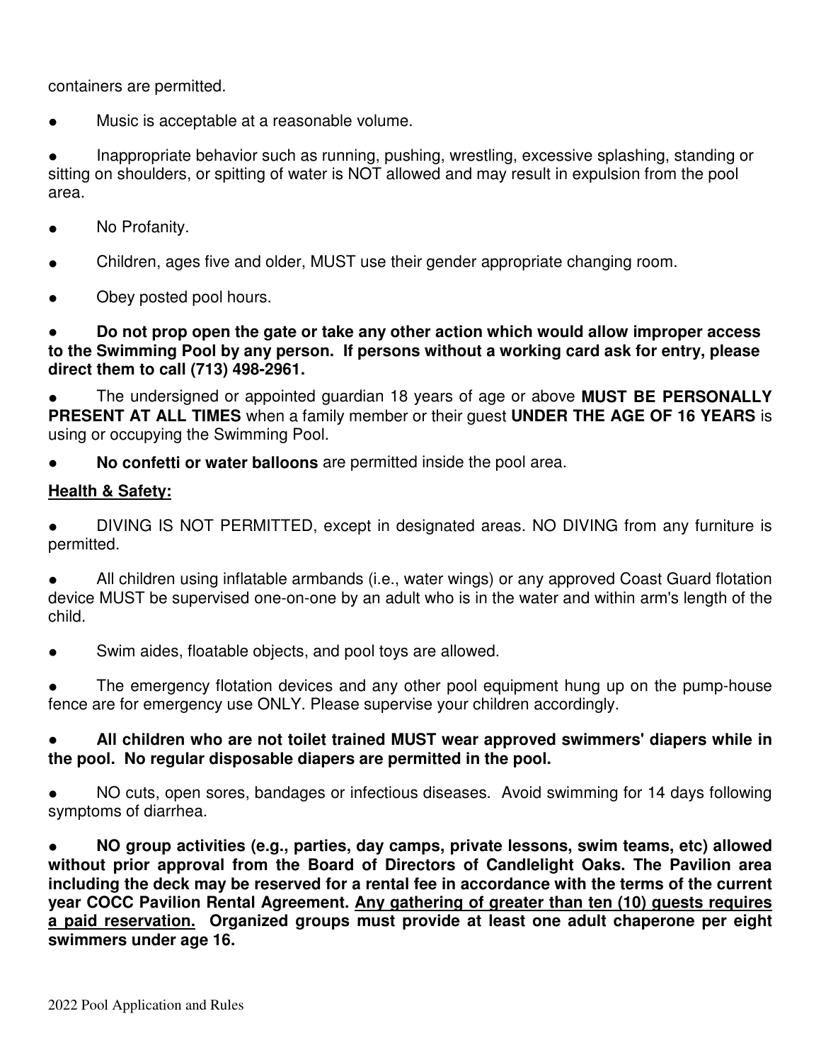containers are permitted.

- Music is acceptable at a reasonable volume.

- Inappropriate behavior such as running, pushing, wrestling, excessive splashing, standing or sitting on shoulders, or spitting of water is NOT allowed and may result in expulsion from the pool area.

- No Profanity.

- Children, ages five and older, MUST use their gender appropriate changing room.

- Obey posted pool hours.

- **Do not prop open the gate or take any other action which would allow improper access to the Swimming Pool by any person. If persons without a working card ask for entry, please direct them to call (713) 498-2961.**

- The undersigned or appointed guardian 18 years of age or above **MUST BE PERSONALLY PRESENT AT ALL TIMES** when a family member or their guest **UNDER THE AGE OF 16 YEARS** is using or occupying the Swimming Pool.

- **No confetti or water balloons** are permitted inside the pool area.

**<u>Health & Safety:</u>**

- DIVING IS NOT PERMITTED, except in designated areas. NO DIVING from any furniture is permitted.

- All children using inflatable armbands (i.e., water wings) or any approved Coast Guard flotation device MUST be supervised one-on-one by an adult who is in the water and within arm's length of the child.

- Swim aides, floatable objects, and pool toys are allowed.

- The emergency flotation devices and any other pool equipment hung up on the pump-house fence are for emergency use ONLY. Please supervise your children accordingly.

- **All children who are not toilet trained MUST wear approved swimmers' diapers while in the pool. No regular disposable diapers are permitted in the pool.**

- NO cuts, open sores, bandages or infectious diseases. Avoid swimming for 14 days following symptoms of diarrhea.

- **NO group activities (e.g., parties, day camps, private lessons, swim teams, etc) allowed without prior approval from the Board of Directors of Candlelight Oaks. The Pavilion area including the deck may be reserved for a rental fee in accordance with the terms of the current year COCC Pavilion Rental Agreement. <u>Any gathering of greater than ten (10) guests requires a paid reservation.</u> Organized groups must provide at least one adult chaperone per eight swimmers under age 16.**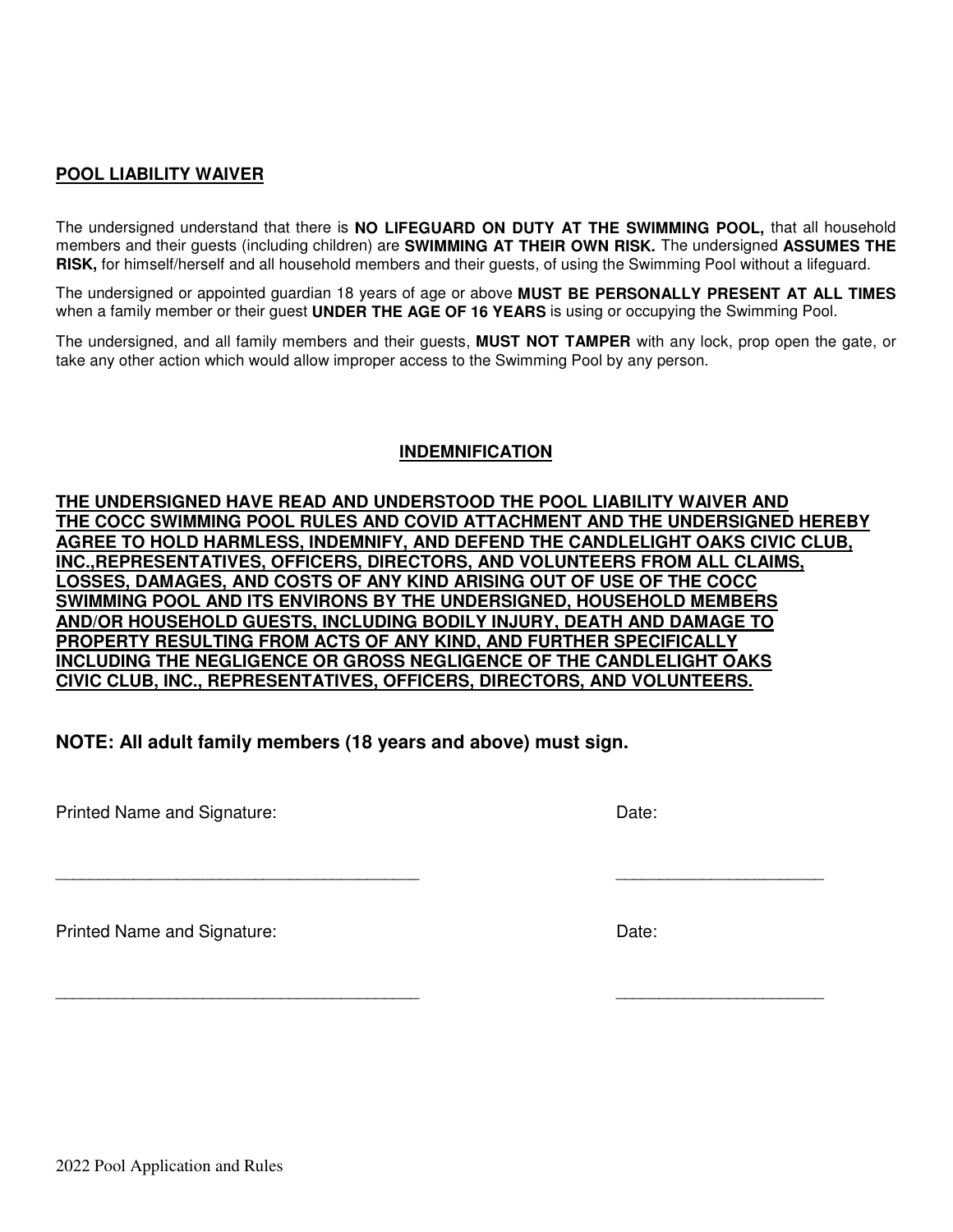## POOL LIABILITY WAIVER

The undersigned understand that there is **NO LIFEGUARD ON DUTY AT THE SWIMMING POOL,** that all household members and their guests (including children) are **SWIMMING AT THEIR OWN RISK.** The undersigned **ASSUMES THE RISK,** for himself/herself and all household members and their guests, of using the Swimming Pool without a lifeguard.

The undersigned or appointed guardian 18 years of age or above **MUST BE PERSONALLY PRESENT AT ALL TIMES** when a family member or their guest **UNDER THE AGE OF 16 YEARS** is using or occupying the Swimming Pool.

The undersigned, and all family members and their guests, **MUST NOT TAMPER** with any lock, prop open the gate, or take any other action which would allow improper access to the Swimming Pool by any person.

## INDEMNIFICATION

**THE UNDERSIGNED HAVE READ AND UNDERSTOOD THE POOL LIABILITY WAIVER AND THE COCC SWIMMING POOL RULES AND COVID ATTACHMENT AND THE UNDERSIGNED HEREBY AGREE TO HOLD HARMLESS, INDEMNIFY, AND DEFEND THE CANDLELIGHT OAKS CIVIC CLUB, INC.,REPRESENTATIVES, OFFICERS, DIRECTORS, AND VOLUNTEERS FROM ALL CLAIMS, LOSSES, DAMAGES, AND COSTS OF ANY KIND ARISING OUT OF USE OF THE COCC SWIMMING POOL AND ITS ENVIRONS BY THE UNDERSIGNED, HOUSEHOLD MEMBERS AND/OR HOUSEHOLD GUESTS, INCLUDING BODILY INJURY, DEATH AND DAMAGE TO PROPERTY RESULTING FROM ACTS OF ANY KIND, AND FURTHER SPECIFICALLY INCLUDING THE NEGLIGENCE OR GROSS NEGLIGENCE OF THE CANDLELIGHT OAKS CIVIC CLUB, INC., REPRESENTATIVES, OFFICERS, DIRECTORS, AND VOLUNTEERS.**

**NOTE: All adult family members (18 years and above) must sign.**

Printed Name and Signature: ______________________________ Date: ____________________

Printed Name and Signature: ______________________________ Date: ____________________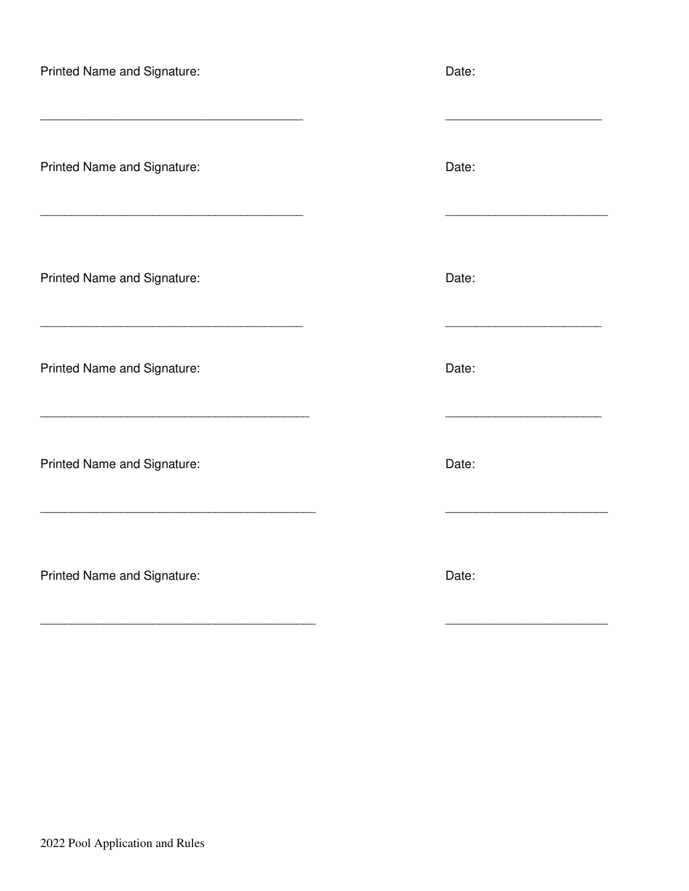Printed Name and Signature: Date:

_______________________________________ _______________________

Printed Name and Signature: Date:

_______________________________________ ________________________

Printed Name and Signature: Date:

_______________________________________ _______________________

Printed Name and Signature: Date:

________________________________________ _______________________

Printed Name and Signature: Date:

_________________________________________ ________________________

Printed Name and Signature: Date:

_________________________________________ ________________________